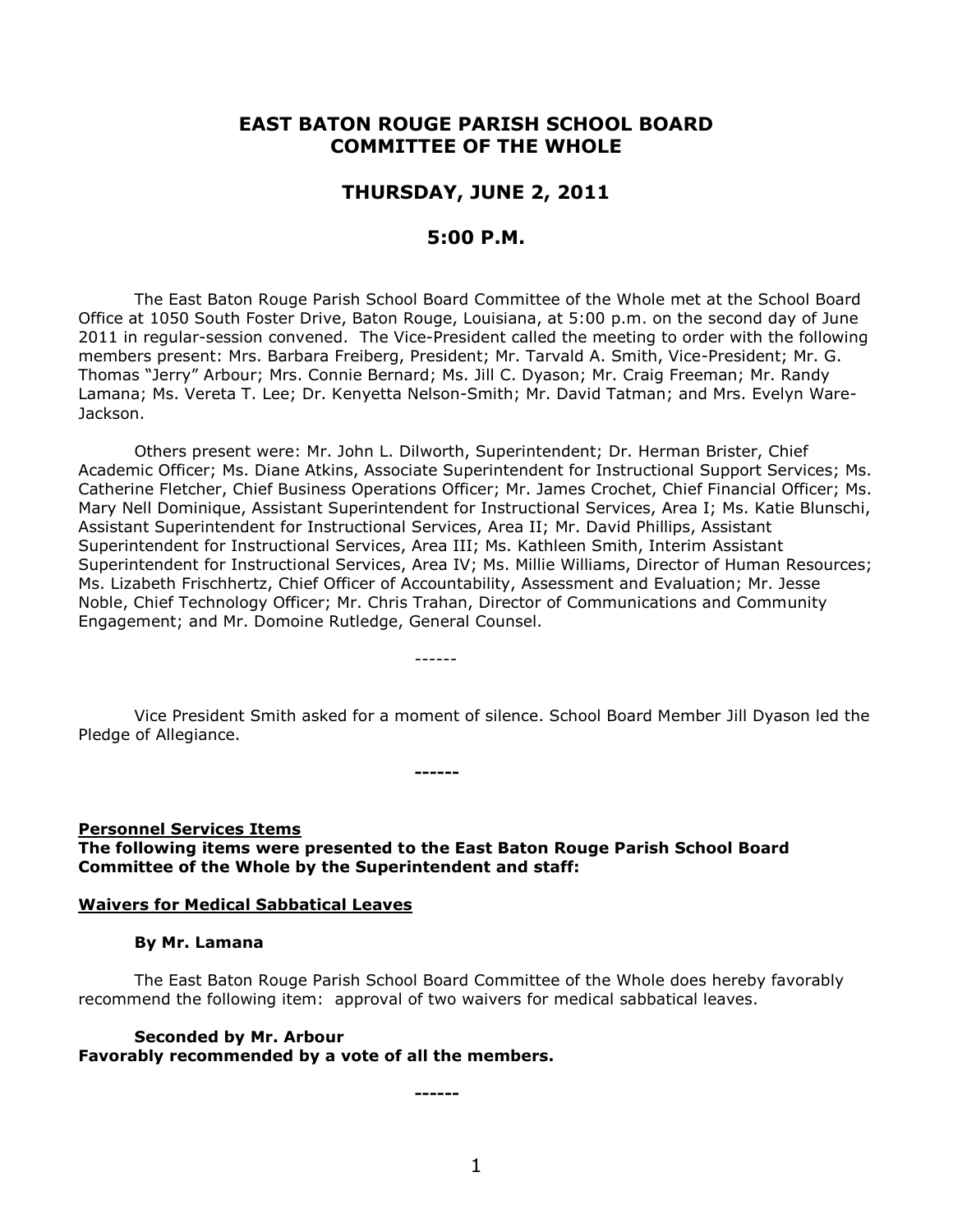# EAST BATON ROUGE PARISH SCHOOL BOARD COMMITTEE OF THE WHOLE

## THURSDAY, JUNE 2, 2011

## 5:00 P.M.

The East Baton Rouge Parish School Board Committee of the Whole met at the School Board Office at 1050 South Foster Drive, Baton Rouge, Louisiana, at 5:00 p.m. on the second day of June 2011 in regular-session convened. The Vice-President called the meeting to order with the following members present: Mrs. Barbara Freiberg, President; Mr. Tarvald A. Smith, Vice-President; Mr. G. Thomas "Jerry" Arbour; Mrs. Connie Bernard; Ms. Jill C. Dyason; Mr. Craig Freeman; Mr. Randy Lamana; Ms. Vereta T. Lee; Dr. Kenyetta Nelson-Smith; Mr. David Tatman; and Mrs. Evelyn Ware-Jackson.

Others present were: Mr. John L. Dilworth, Superintendent; Dr. Herman Brister, Chief Academic Officer; Ms. Diane Atkins, Associate Superintendent for Instructional Support Services; Ms. Catherine Fletcher, Chief Business Operations Officer; Mr. James Crochet, Chief Financial Officer; Ms. Mary Nell Dominique, Assistant Superintendent for Instructional Services, Area I; Ms. Katie Blunschi, Assistant Superintendent for Instructional Services, Area II; Mr. David Phillips, Assistant Superintendent for Instructional Services, Area III; Ms. Kathleen Smith, Interim Assistant Superintendent for Instructional Services, Area IV; Ms. Millie Williams, Director of Human Resources; Ms. Lizabeth Frischhertz, Chief Officer of Accountability, Assessment and Evaluation; Mr. Jesse Noble, Chief Technology Officer; Mr. Chris Trahan, Director of Communications and Community Engagement; and Mr. Domoine Rutledge, General Counsel.

------

Vice President Smith asked for a moment of silence. School Board Member Jill Dyason led the Pledge of Allegiance.

**------**

**Personnel Services Items**

**The following items were presented to the East Baton Rouge Parish School Board Committee of the Whole by the Superintendent and staff:**

**Waivers for Medical Sabbatical Leaves**

**By Mr. Lamana**

The East Baton Rouge Parish School Board Committee of the Whole does hereby favorably recommend the following item: approval of two waivers for medical sabbatical leaves.

**Seconded by Mr. Arbour**
**Favorably recommended by a vote of all the members.**

**------**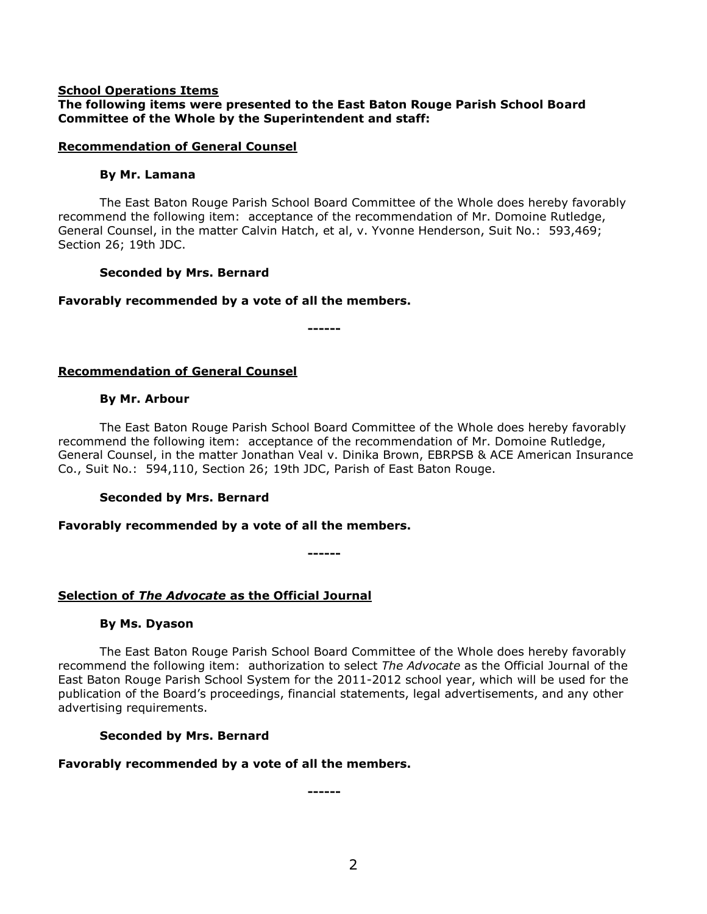**School Operations Items**

**The following items were presented to the East Baton Rouge Parish School Board Committee of the Whole by the Superintendent and staff:**

**Recommendation of General Counsel**

**By Mr. Lamana**

The East Baton Rouge Parish School Board Committee of the Whole does hereby favorably recommend the following item: acceptance of the recommendation of Mr. Domoine Rutledge, General Counsel, in the matter Calvin Hatch, et al, v. Yvonne Henderson, Suit No.: 593,469; Section 26; 19th JDC.

**Seconded by Mrs. Bernard**

**Favorably recommended by a vote of all the members.**

**------**

**Recommendation of General Counsel**

**By Mr. Arbour**

The East Baton Rouge Parish School Board Committee of the Whole does hereby favorably recommend the following item: acceptance of the recommendation of Mr. Domoine Rutledge, General Counsel, in the matter Jonathan Veal v. Dinika Brown, EBRPSB & ACE American Insurance Co., Suit No.: 594,110, Section 26; 19th JDC, Parish of East Baton Rouge.

**Seconded by Mrs. Bernard**

**Favorably recommended by a vote of all the members.**

**------**

**Selection of *The Advocate* as the Official Journal**

**By Ms. Dyason**

The East Baton Rouge Parish School Board Committee of the Whole does hereby favorably recommend the following item: authorization to select *The Advocate* as the Official Journal of the East Baton Rouge Parish School System for the 2011-2012 school year, which will be used for the publication of the Board's proceedings, financial statements, legal advertisements, and any other advertising requirements.

**Seconded by Mrs. Bernard**

**Favorably recommended by a vote of all the members.**

**------**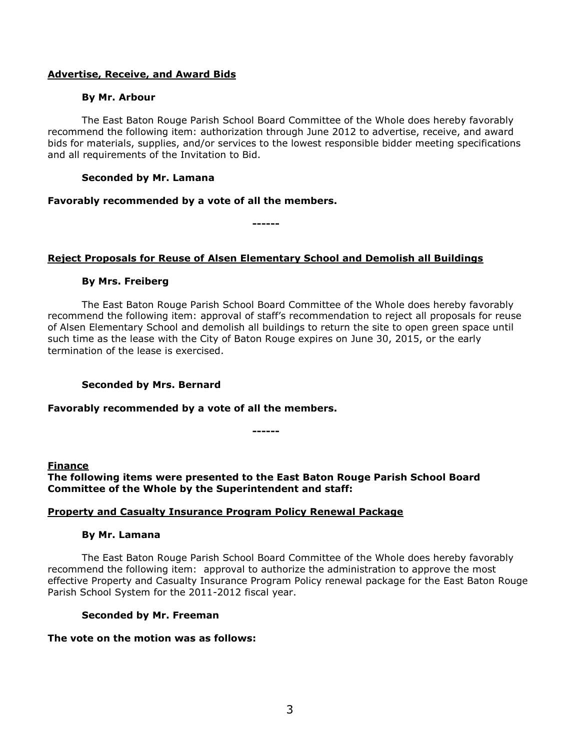**Advertise, Receive, and Award Bids**

**By Mr. Arbour**

The East Baton Rouge Parish School Board Committee of the Whole does hereby favorably recommend the following item: authorization through June 2012 to advertise, receive, and award bids for materials, supplies, and/or services to the lowest responsible bidder meeting specifications and all requirements of the Invitation to Bid.

**Seconded by Mr. Lamana**

**Favorably recommended by a vote of all the members.**

**------**

**Reject Proposals for Reuse of Alsen Elementary School and Demolish all Buildings**

**By Mrs. Freiberg**

The East Baton Rouge Parish School Board Committee of the Whole does hereby favorably recommend the following item: approval of staff's recommendation to reject all proposals for reuse of Alsen Elementary School and demolish all buildings to return the site to open green space until such time as the lease with the City of Baton Rouge expires on June 30, 2015, or the early termination of the lease is exercised.

**Seconded by Mrs. Bernard**

**Favorably recommended by a vote of all the members.**

**------**

**Finance**

**The following items were presented to the East Baton Rouge Parish School Board Committee of the Whole by the Superintendent and staff:**

**Property and Casualty Insurance Program Policy Renewal Package**

**By Mr. Lamana**

The East Baton Rouge Parish School Board Committee of the Whole does hereby favorably recommend the following item: approval to authorize the administration to approve the most effective Property and Casualty Insurance Program Policy renewal package for the East Baton Rouge Parish School System for the 2011-2012 fiscal year.

**Seconded by Mr. Freeman**

**The vote on the motion was as follows:**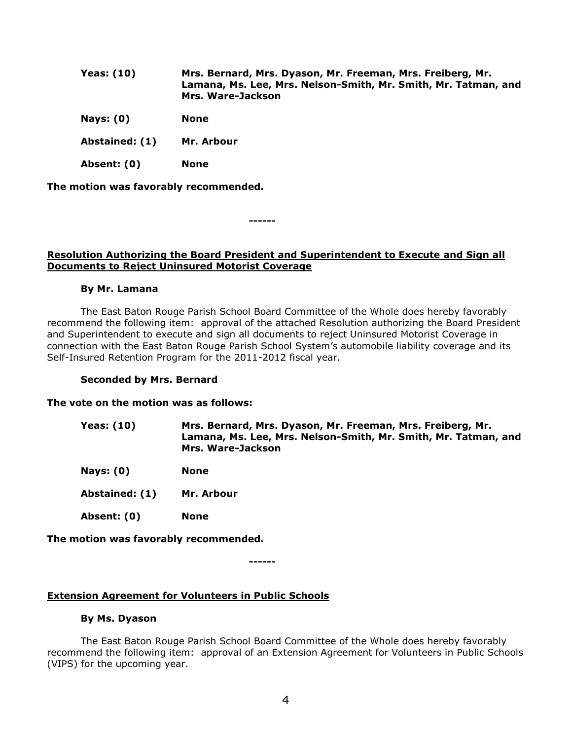| | |
|---|---|
| **Yeas: (10)** | **Mrs. Bernard, Mrs. Dyason, Mr. Freeman, Mrs. Freiberg, Mr. Lamana, Ms. Lee, Mrs. Nelson-Smith, Mr. Smith, Mr. Tatman, and Mrs. Ware-Jackson** |
| **Nays: (0)** | **None** |
| **Abstained: (1)** | **Mr. Arbour** |
| **Absent: (0)** | **None** |

**The motion was favorably recommended.**

**------**

**Resolution Authorizing the Board President and Superintendent to Execute and Sign all Documents to Reject Uninsured Motorist Coverage**

**By Mr. Lamana**

The East Baton Rouge Parish School Board Committee of the Whole does hereby favorably recommend the following item: approval of the attached Resolution authorizing the Board President and Superintendent to execute and sign all documents to reject Uninsured Motorist Coverage in connection with the East Baton Rouge Parish School System's automobile liability coverage and its Self-Insured Retention Program for the 2011-2012 fiscal year.

**Seconded by Mrs. Bernard**

**The vote on the motion was as follows:**

| | |
|---|---|
| **Yeas: (10)** | **Mrs. Bernard, Mrs. Dyason, Mr. Freeman, Mrs. Freiberg, Mr. Lamana, Ms. Lee, Mrs. Nelson-Smith, Mr. Smith, Mr. Tatman, and Mrs. Ware-Jackson** |
| **Nays: (0)** | **None** |
| **Abstained: (1)** | **Mr. Arbour** |
| **Absent: (0)** | **None** |

**The motion was favorably recommended.**

**------**

**Extension Agreement for Volunteers in Public Schools**

**By Ms. Dyason**

The East Baton Rouge Parish School Board Committee of the Whole does hereby favorably recommend the following item: approval of an Extension Agreement for Volunteers in Public Schools (VIPS) for the upcoming year.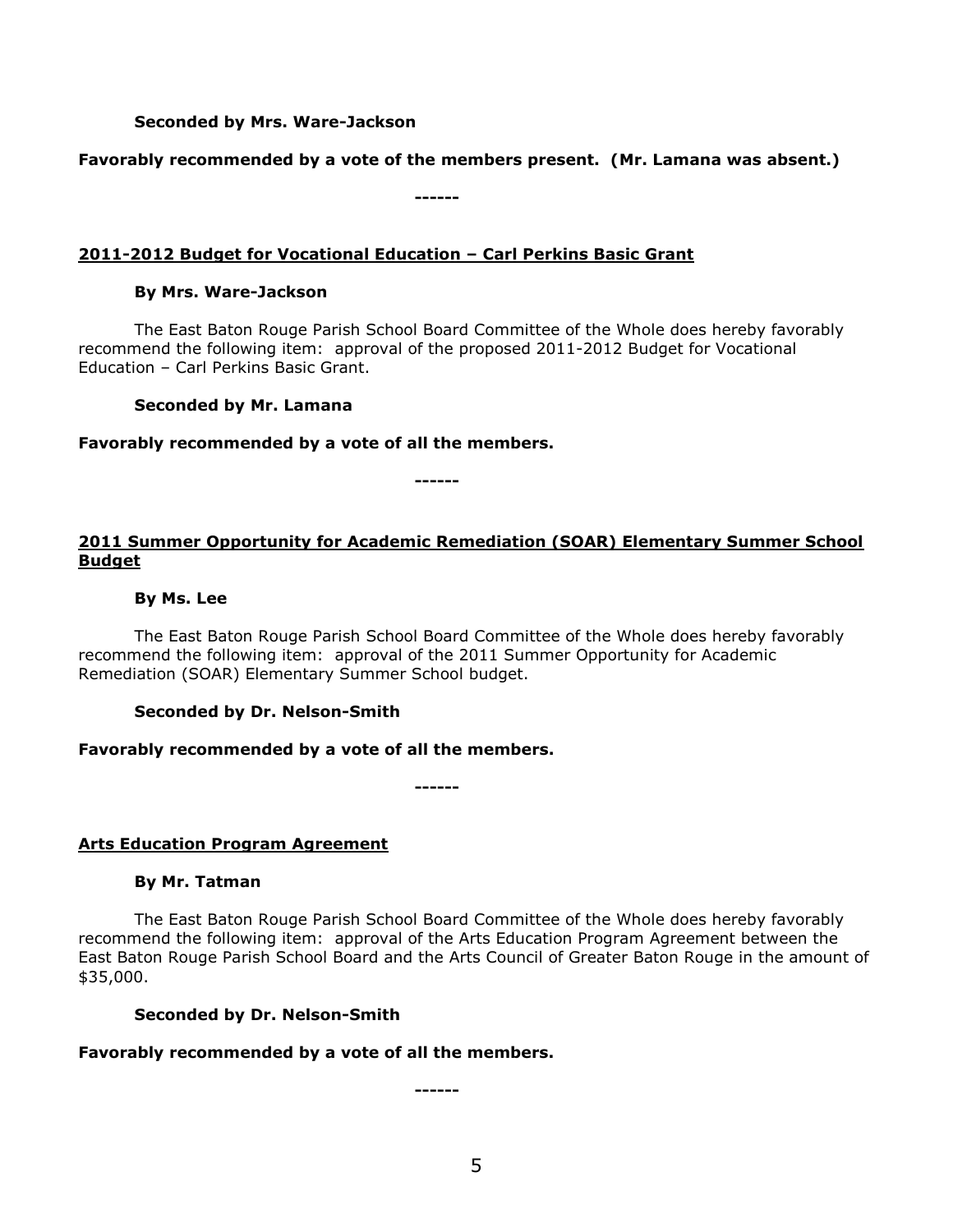**Seconded by Mrs. Ware-Jackson**

**Favorably recommended by a vote of the members present. (Mr. Lamana was absent.)**

**------**

## 2011-2012 Budget for Vocational Education – Carl Perkins Basic Grant

**By Mrs. Ware-Jackson**

The East Baton Rouge Parish School Board Committee of the Whole does hereby favorably recommend the following item: approval of the proposed 2011-2012 Budget for Vocational Education – Carl Perkins Basic Grant.

**Seconded by Mr. Lamana**

**Favorably recommended by a vote of all the members.**

**------**

## 2011 Summer Opportunity for Academic Remediation (SOAR) Elementary Summer School Budget

**By Ms. Lee**

The East Baton Rouge Parish School Board Committee of the Whole does hereby favorably recommend the following item: approval of the 2011 Summer Opportunity for Academic Remediation (SOAR) Elementary Summer School budget.

**Seconded by Dr. Nelson-Smith**

**Favorably recommended by a vote of all the members.**

**------**

## Arts Education Program Agreement

**By Mr. Tatman**

The East Baton Rouge Parish School Board Committee of the Whole does hereby favorably recommend the following item: approval of the Arts Education Program Agreement between the East Baton Rouge Parish School Board and the Arts Council of Greater Baton Rouge in the amount of $35,000.

**Seconded by Dr. Nelson-Smith**

**Favorably recommended by a vote of all the members.**

**------**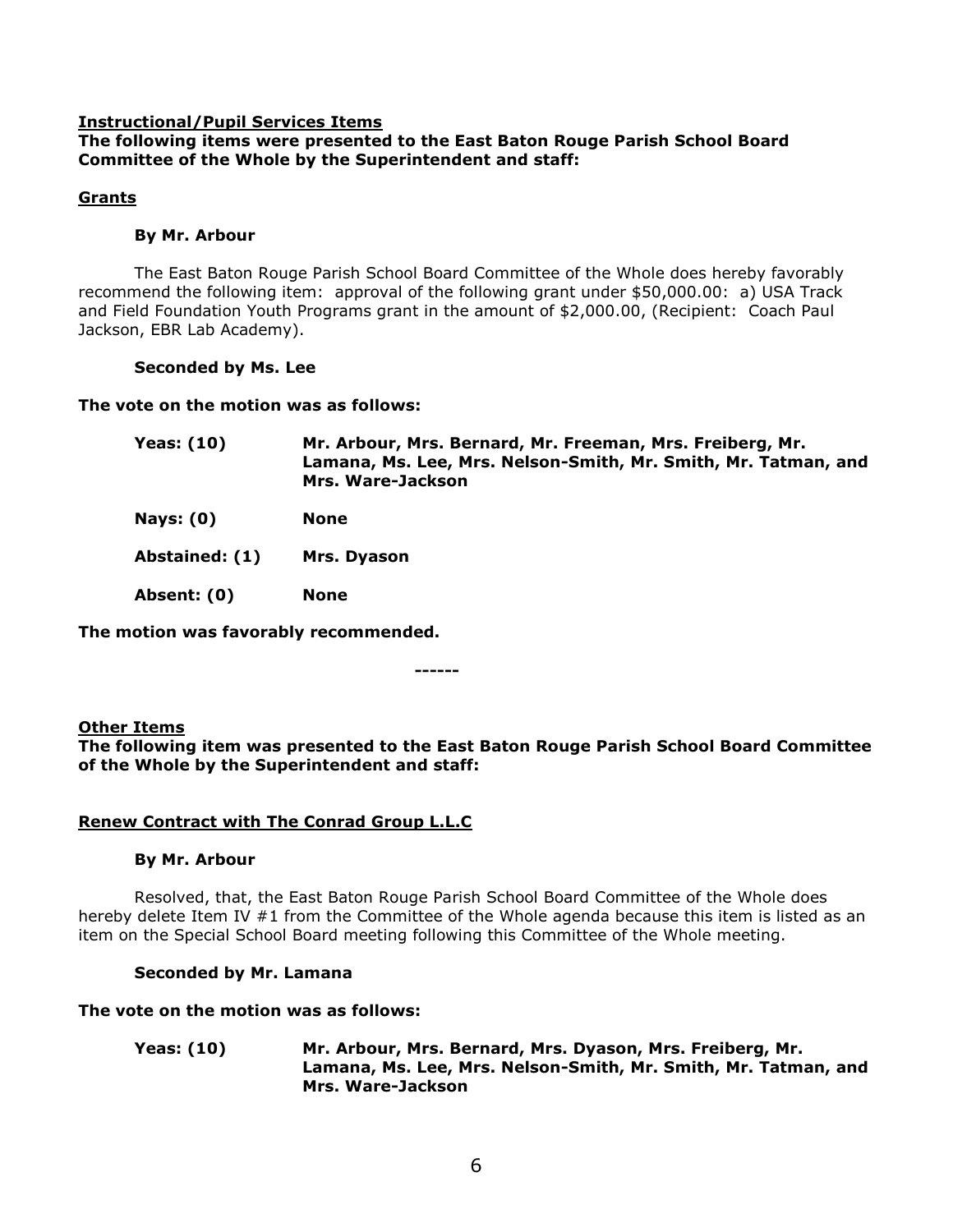**Instructional/Pupil Services Items**

**The following items were presented to the East Baton Rouge Parish School Board Committee of the Whole by the Superintendent and staff:**

**Grants**

**By Mr. Arbour**

The East Baton Rouge Parish School Board Committee of the Whole does hereby favorably recommend the following item: approval of the following grant under $50,000.00: a) USA Track and Field Foundation Youth Programs grant in the amount of $2,000.00, (Recipient: Coach Paul Jackson, EBR Lab Academy).

**Seconded by Ms. Lee**

**The vote on the motion was as follows:**

| | |
|---|---|
| **Yeas: (10)** | **Mr. Arbour, Mrs. Bernard, Mr. Freeman, Mrs. Freiberg, Mr. Lamana, Ms. Lee, Mrs. Nelson-Smith, Mr. Smith, Mr. Tatman, and Mrs. Ware-Jackson** |
| **Nays: (0)** | **None** |
| **Abstained: (1)** | **Mrs. Dyason** |
| **Absent: (0)** | **None** |

**The motion was favorably recommended.**

**------**

**Other Items**

**The following item was presented to the East Baton Rouge Parish School Board Committee of the Whole by the Superintendent and staff:**

**Renew Contract with The Conrad Group L.L.C**

**By Mr. Arbour**

Resolved, that, the East Baton Rouge Parish School Board Committee of the Whole does hereby delete Item IV #1 from the Committee of the Whole agenda because this item is listed as an item on the Special School Board meeting following this Committee of the Whole meeting.

**Seconded by Mr. Lamana**

**The vote on the motion was as follows:**

| | |
|---|---|
| **Yeas: (10)** | **Mr. Arbour, Mrs. Bernard, Mrs. Dyason, Mrs. Freiberg, Mr. Lamana, Ms. Lee, Mrs. Nelson-Smith, Mr. Smith, Mr. Tatman, and Mrs. Ware-Jackson** |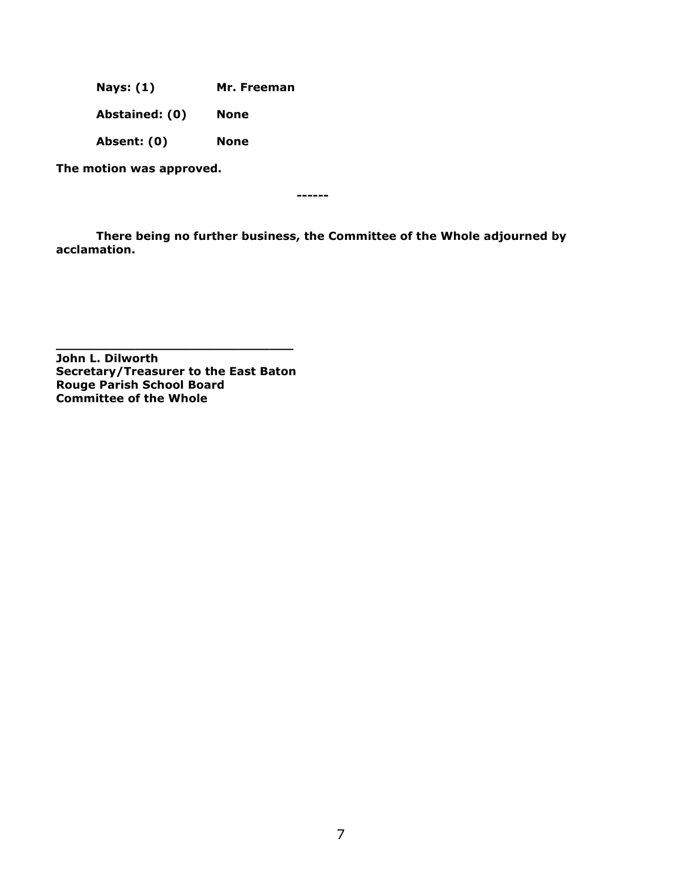| | |
|---|---|
| **Nays: (1)** | **Mr. Freeman** |
| **Abstained: (0)** | **None** |
| **Absent: (0)** | **None** |

**The motion was approved.**

------

**There being no further business, the Committee of the Whole adjourned by acclamation.**

_______________________________

**John L. Dilworth**
**Secretary/Treasurer to the East Baton Rouge Parish School Board**
**Committee of the Whole**